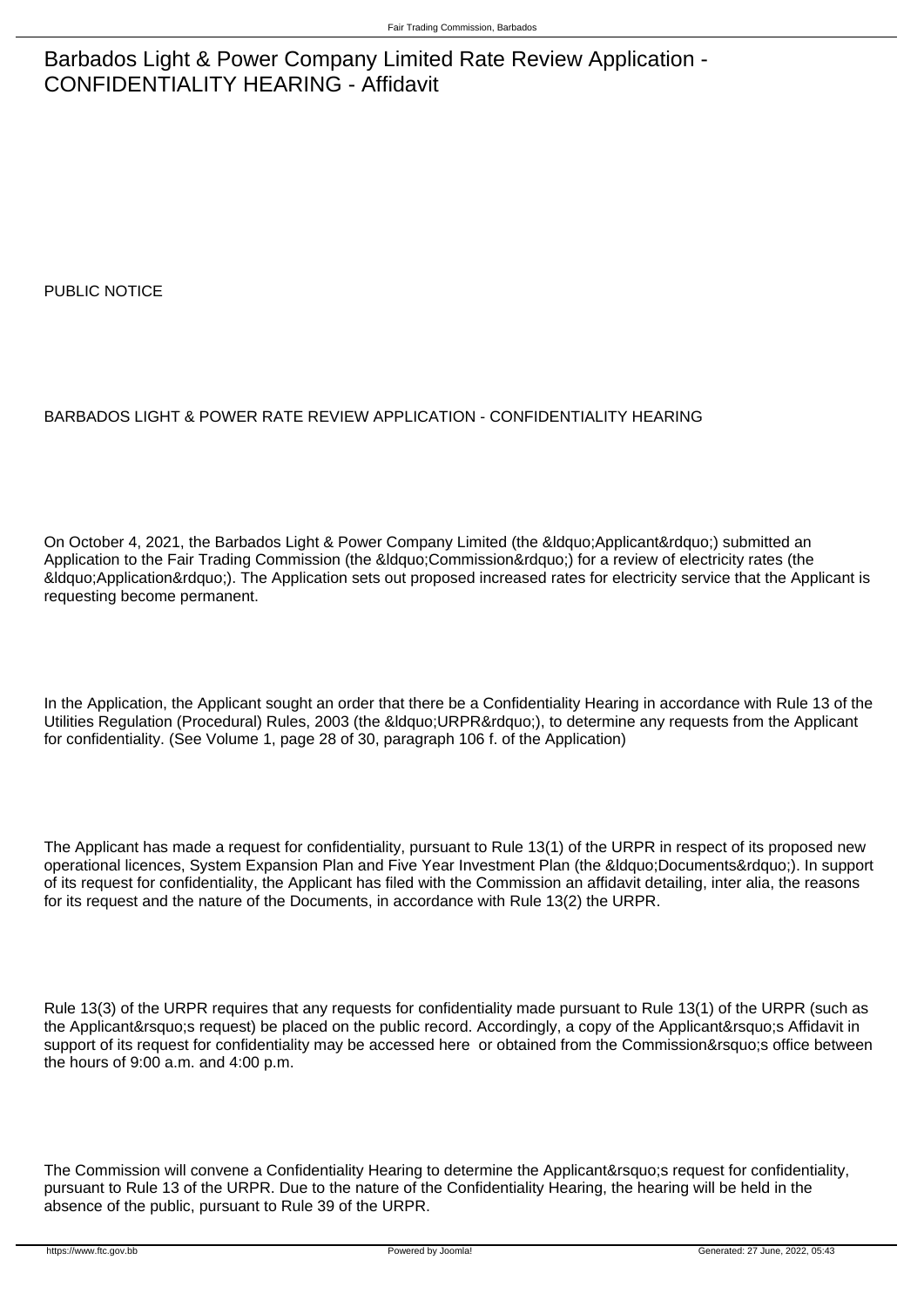# Barbados Light & Power Company Limited Rate Review Application - CONFIDENTIALITY HEARING - Affidavit

PUBLIC NOTICE

BARBADOS LIGHT & POWER RATE REVIEW APPLICATION - CONFIDENTIALITY HEARING

On October 4, 2021, the Barbados Light & Power Company Limited (the &ldquo;Applicant&rdquo;) submitted an Application to the Fair Trading Commission (the &ldquo;Commission&rdquo;) for a review of electricity rates (the &ldquo;Application&rdquo;). The Application sets out proposed increased rates for electricity service that the Applicant is requesting become permanent.

In the Application, the Applicant sought an order that there be a Confidentiality Hearing in accordance with Rule 13 of the Utilities Regulation (Procedural) Rules, 2003 (the &ldquo;URPR&rdquo;), to determine any requests from the Applicant for confidentiality. (See Volume 1, page 28 of 30, paragraph 106 f. of the Application)

The Applicant has made a request for confidentiality, pursuant to Rule 13(1) of the URPR in respect of its proposed new operational licences, System Expansion Plan and Five Year Investment Plan (the &ldquo;Documents&rdquo;). In support of its request for confidentiality, the Applicant has filed with the Commission an affidavit detailing, inter alia, the reasons for its request and the nature of the Documents, in accordance with Rule 13(2) the URPR.

Rule 13(3) of the URPR requires that any requests for confidentiality made pursuant to Rule 13(1) of the URPR (such as the Applicant&rsquo;s request) be placed on the public record. Accordingly, a copy of the Applicant&rsquo;s Affidavit in support of its request for confidentiality may be accessed here or obtained from the Commission&rsquo;s office between the hours of 9:00 a.m. and 4:00 p.m.

The Commission will convene a Confidentiality Hearing to determine the Applicant&rsquo;s request for confidentiality, pursuant to Rule 13 of the URPR. Due to the nature of the Confidentiality Hearing, the hearing will be held in the absence of the public, pursuant to Rule 39 of the URPR.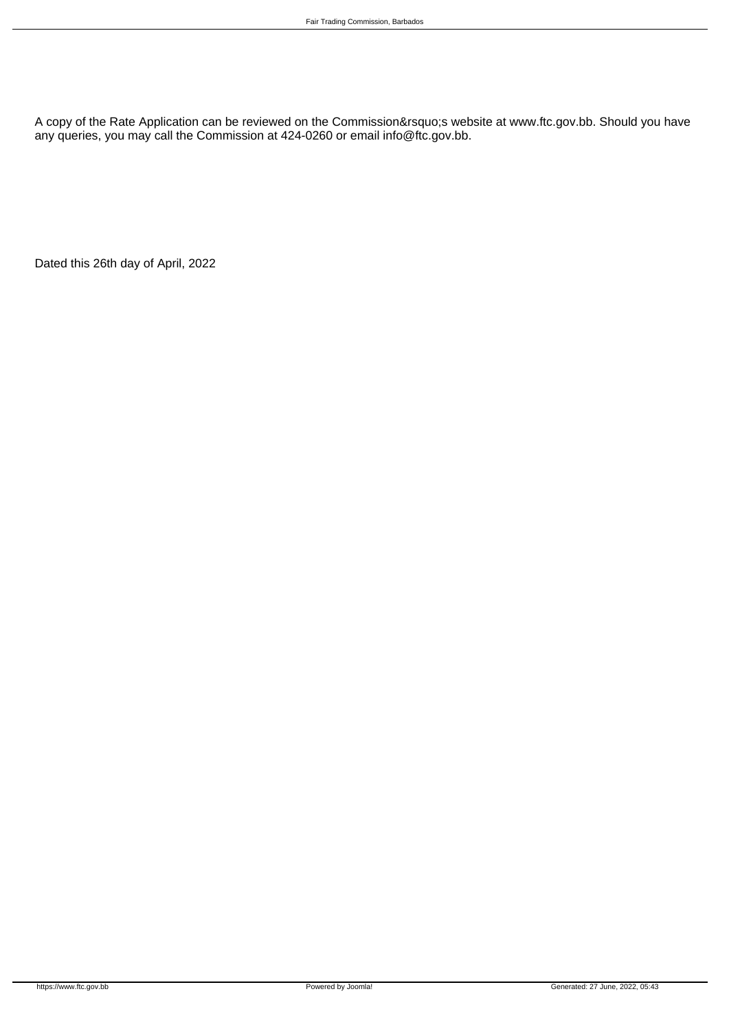A copy of the Rate Application can be reviewed on the Commission&rsquo;s website at www.ftc.gov.bb. Should you have any queries, you may call the Commission at 424-0260 or email info@ftc.gov.bb.

Dated this 26th day of April, 2022